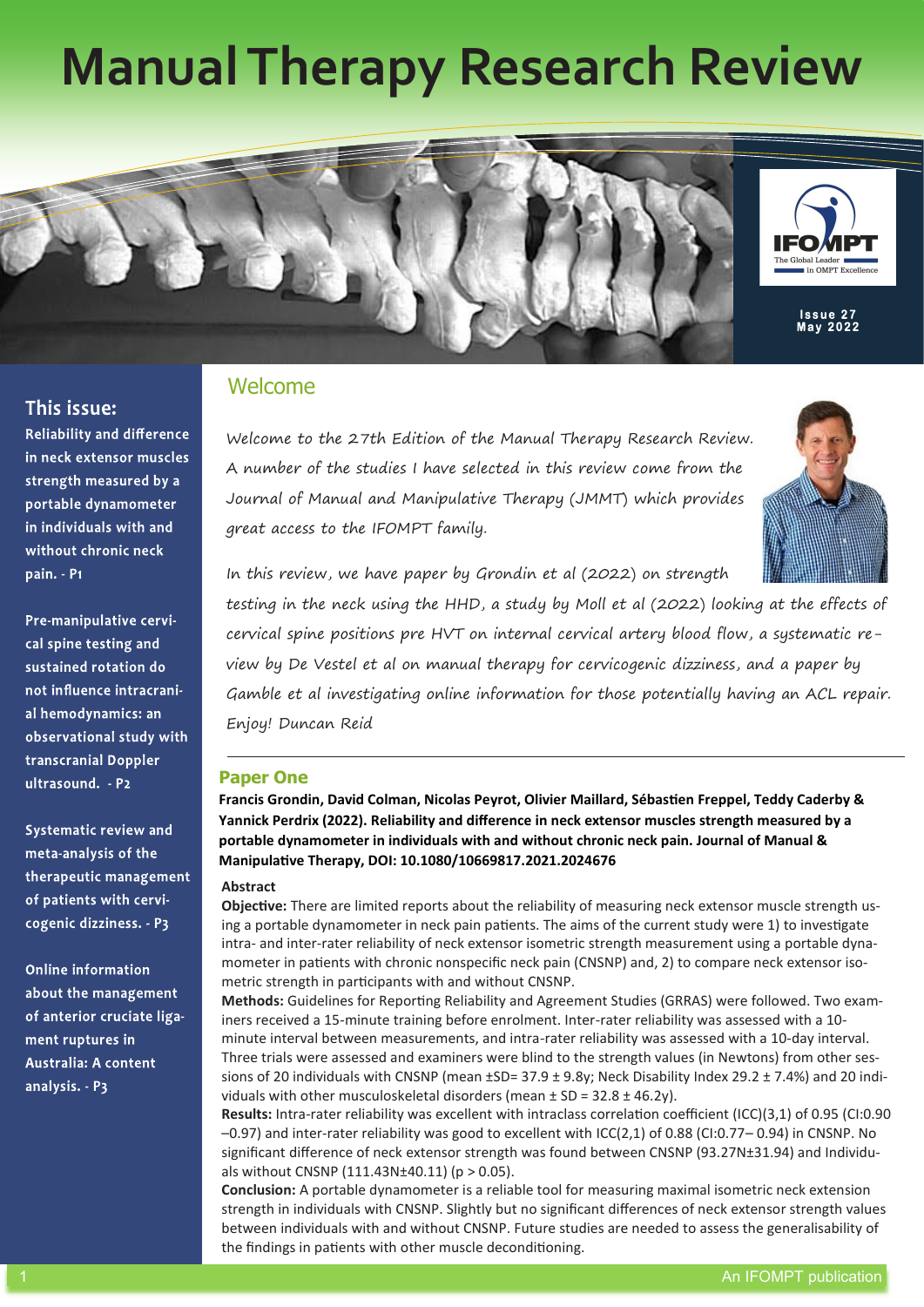# Manual Therapy Research Review

Issue 27
May 2022

## This issue:

**Reliability and difference in neck extensor muscles strength measured by a portable dynamometer in individuals with and without chronic neck pain. - P1**

**Pre-manipulative cervical spine testing and sustained rotation do not influence intracranial hemodynamics: an observational study with transcranial Doppler ultrasound. - P2**

**Systematic review and meta-analysis of the therapeutic management of patients with cervicogenic dizziness. - P3**

**Online information about the management of anterior cruciate ligament ruptures in Australia: A content analysis. - P3**

## Welcome

Welcome to the 27th Edition of the Manual Therapy Research Review. A number of the studies I have selected in this review come from the Journal of Manual and Manipulative Therapy (JMMT) which provides great access to the IFOMPT family.

In this review, we have paper by Grondin et al (2022) on strength testing in the neck using the HHD, a study by Moll et al (2022) looking at the effects of cervical spine positions pre HVT on internal cervical artery blood flow, a systematic review by De Vestel et al on manual therapy for cervicogenic dizziness, and a paper by Gamble et al investigating online information for those potentially having an ACL repair. Enjoy! Duncan Reid

## Paper One

**Francis Grondin, David Colman, Nicolas Peyrot, Olivier Maillard, Sébastien Freppel, Teddy Caderby & Yannick Perdrix (2022). Reliability and difference in neck extensor muscles strength measured by a portable dynamometer in individuals with and without chronic neck pain. Journal of Manual & Manipulative Therapy, DOI: 10.1080/10669817.2021.2024676**

### Abstract

**Objective:** There are limited reports about the reliability of measuring neck extensor muscle strength using a portable dynamometer in neck pain patients. The aims of the current study were 1) to investigate intra- and inter-rater reliability of neck extensor isometric strength measurement using a portable dynamometer in patients with chronic nonspecific neck pain (CNSNP) and, 2) to compare neck extensor isometric strength in participants with and without CNSNP.

**Methods:** Guidelines for Reporting Reliability and Agreement Studies (GRRAS) were followed. Two examiners received a 15-minute training before enrolment. Inter-rater reliability was assessed with a 10-minute interval between measurements, and intra-rater reliability was assessed with a 10-day interval. Three trials were assessed and examiners were blind to the strength values (in Newtons) from other sessions of 20 individuals with CNSNP (mean ±SD= 37.9 ± 9.8y; Neck Disability Index 29.2 ± 7.4%) and 20 individuals with other musculoskeletal disorders (mean ± SD = 32.8 ± 46.2y).

**Results:** Intra-rater reliability was excellent with intraclass correlation coefficient (ICC)(3,1) of 0.95 (CI:0.90–0.97) and inter-rater reliability was good to excellent with ICC(2,1) of 0.88 (CI:0.77– 0.94) in CNSNP. No significant difference of neck extensor strength was found between CNSNP (93.27N±31.94) and Individuals without CNSNP (111.43N±40.11) ($p > 0.05$).

**Conclusion:** A portable dynamometer is a reliable tool for measuring maximal isometric neck extension strength in individuals with CNSNP. Slightly but no significant differences of neck extensor strength values between individuals with and without CNSNP. Future studies are needed to assess the generalisability of the findings in patients with other muscle deconditioning.

An IFOMPT publication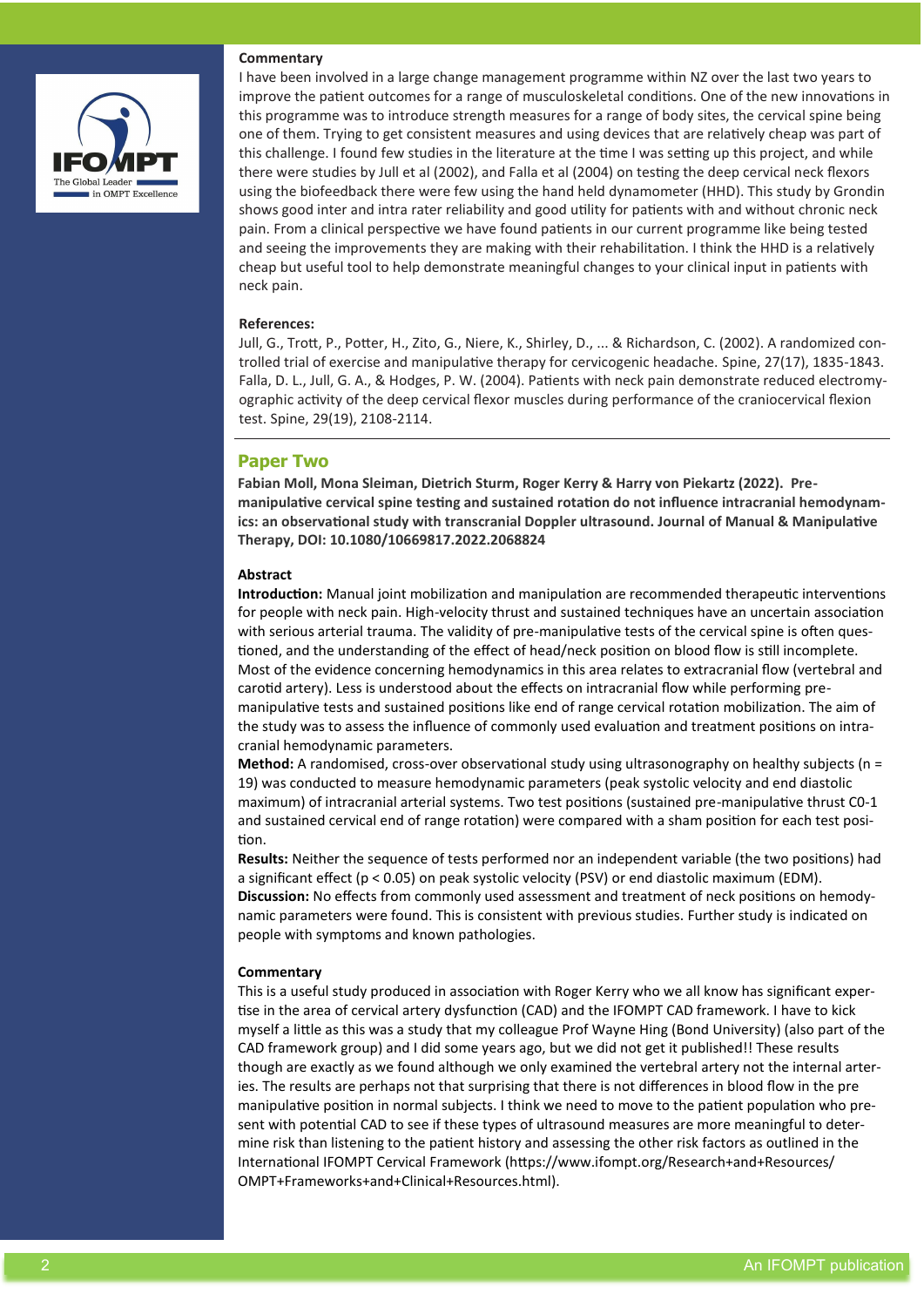**Commentary**

I have been involved in a large change management programme within NZ over the last two years to improve the patient outcomes for a range of musculoskeletal conditions. One of the new innovations in this programme was to introduce strength measures for a range of body sites, the cervical spine being one of them. Trying to get consistent measures and using devices that are relatively cheap was part of this challenge. I found few studies in the literature at the time I was setting up this project, and while there were studies by Jull et al (2002), and Falla et al (2004) on testing the deep cervical neck flexors using the biofeedback there were few using the hand held dynamometer (HHD). This study by Grondin shows good inter and intra rater reliability and good utility for patients with and without chronic neck pain. From a clinical perspective we have found patients in our current programme like being tested and seeing the improvements they are making with their rehabilitation. I think the HHD is a relatively cheap but useful tool to help demonstrate meaningful changes to your clinical input in patients with neck pain.

**References:**

Jull, G., Trott, P., Potter, H., Zito, G., Niere, K., Shirley, D., ... & Richardson, C. (2002). A randomized controlled trial of exercise and manipulative therapy for cervicogenic headache. Spine, 27(17), 1835-1843.

Falla, D. L., Jull, G. A., & Hodges, P. W. (2004). Patients with neck pain demonstrate reduced electromyographic activity of the deep cervical flexor muscles during performance of the craniocervical flexion test. Spine, 29(19), 2108-2114.

---

## Paper Two

**Fabian Moll, Mona Sleiman, Dietrich Sturm, Roger Kerry & Harry von Piekartz (2022). Pre-manipulative cervical spine testing and sustained rotation do not influence intracranial hemodynamics: an observational study with transcranial Doppler ultrasound. Journal of Manual & Manipulative Therapy, DOI: 10.1080/10669817.2022.2068824**

**Abstract**

**Introduction:** Manual joint mobilization and manipulation are recommended therapeutic interventions for people with neck pain. High-velocity thrust and sustained techniques have an uncertain association with serious arterial trauma. The validity of pre-manipulative tests of the cervical spine is often questioned, and the understanding of the effect of head/neck position on blood flow is still incomplete. Most of the evidence concerning hemodynamics in this area relates to extracranial flow (vertebral and carotid artery). Less is understood about the effects on intracranial flow while performing pre-manipulative tests and sustained positions like end of range cervical rotation mobilization. The aim of the study was to assess the influence of commonly used evaluation and treatment positions on intracranial hemodynamic parameters.

**Method:** A randomised, cross-over observational study using ultrasonography on healthy subjects (n = 19) was conducted to measure hemodynamic parameters (peak systolic velocity and end diastolic maximum) of intracranial arterial systems. Two test positions (sustained pre-manipulative thrust C0-1 and sustained cervical end of range rotation) were compared with a sham position for each test position.

**Results:** Neither the sequence of tests performed nor an independent variable (the two positions) had a significant effect ($p < 0.05$) on peak systolic velocity (PSV) or end diastolic maximum (EDM).

**Discussion:** No effects from commonly used assessment and treatment of neck positions on hemodynamic parameters were found. This is consistent with previous studies. Further study is indicated on people with symptoms and known pathologies.

**Commentary**

This is a useful study produced in association with Roger Kerry who we all know has significant expertise in the area of cervical artery dysfunction (CAD) and the IFOMPT CAD framework. I have to kick myself a little as this was a study that my colleague Prof Wayne Hing (Bond University) (also part of the CAD framework group) and I did some years ago, but we did not get it published!! These results though are exactly as we found although we only examined the vertebral artery not the internal arteries. The results are perhaps not that surprising that there is not differences in blood flow in the pre manipulative position in normal subjects. I think we need to move to the patient population who present with potential CAD to see if these types of ultrasound measures are more meaningful to determine risk than listening to the patient history and assessing the other risk factors as outlined in the International IFOMPT Cervical Framework (https://www.ifompt.org/Research+and+Resources/OMPT+Frameworks+and+Clinical+Resources.html).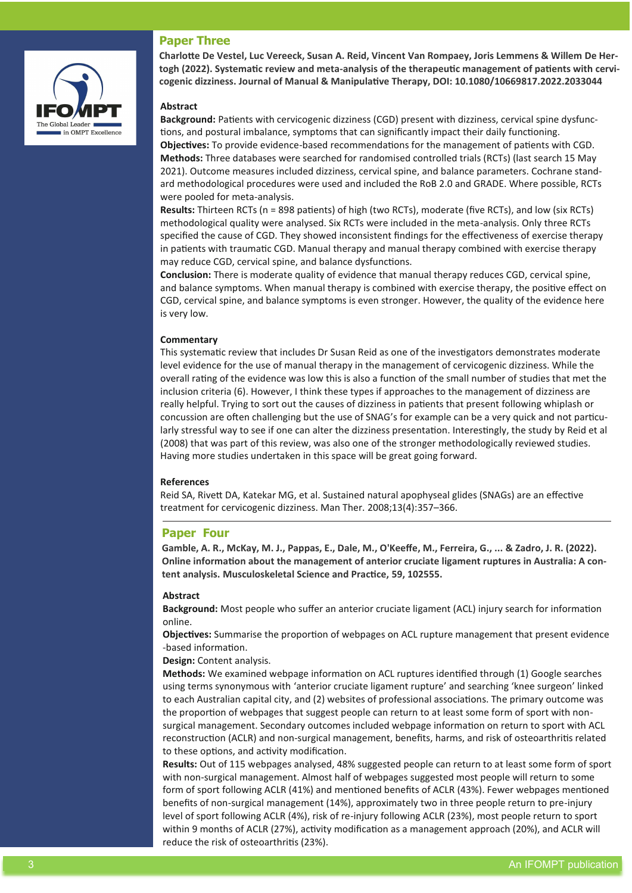## Paper Three

**Charlotte De Vestel, Luc Vereeck, Susan A. Reid, Vincent Van Rompaey, Joris Lemmens & Willem De Hertogh (2022). Systematic review and meta-analysis of the therapeutic management of patients with cervicogenic dizziness. Journal of Manual & Manipulative Therapy, DOI: 10.1080/10669817.2022.2033044**

### Abstract

**Background:** Patients with cervicogenic dizziness (CGD) present with dizziness, cervical spine dysfunctions, and postural imbalance, symptoms that can significantly impact their daily functioning.
**Objectives:** To provide evidence-based recommendations for the management of patients with CGD.
**Methods:** Three databases were searched for randomised controlled trials (RCTs) (last search 15 May 2021). Outcome measures included dizziness, cervical spine, and balance parameters. Cochrane standard methodological procedures were used and included the RoB 2.0 and GRADE. Where possible, RCTs were pooled for meta-analysis.
**Results:** Thirteen RCTs (n = 898 patients) of high (two RCTs), moderate (five RCTs), and low (six RCTs) methodological quality were analysed. Six RCTs were included in the meta-analysis. Only three RCTs specified the cause of CGD. They showed inconsistent findings for the effectiveness of exercise therapy in patients with traumatic CGD. Manual therapy and manual therapy combined with exercise therapy may reduce CGD, cervical spine, and balance dysfunctions.
**Conclusion:** There is moderate quality of evidence that manual therapy reduces CGD, cervical spine, and balance symptoms. When manual therapy is combined with exercise therapy, the positive effect on CGD, cervical spine, and balance symptoms is even stronger. However, the quality of the evidence here is very low.

### Commentary

This systematic review that includes Dr Susan Reid as one of the investigators demonstrates moderate level evidence for the use of manual therapy in the management of cervicogenic dizziness. While the overall rating of the evidence was low this is also a function of the small number of studies that met the inclusion criteria (6). However, I think these types if approaches to the management of dizziness are really helpful. Trying to sort out the causes of dizziness in patients that present following whiplash or concussion are often challenging but the use of SNAG's for example can be a very quick and not particularly stressful way to see if one can alter the dizziness presentation. Interestingly, the study by Reid et al (2008) that was part of this review, was also one of the stronger methodologically reviewed studies. Having more studies undertaken in this space will be great going forward.

### References

Reid SA, Rivett DA, Katekar MG, et al. Sustained natural apophyseal glides (SNAGs) are an effective treatment for cervicogenic dizziness. Man Ther. 2008;13(4):357–366.

---

## Paper Four

**Gamble, A. R., McKay, M. J., Pappas, E., Dale, M., O'Keeffe, M., Ferreira, G., ... & Zadro, J. R. (2022). Online information about the management of anterior cruciate ligament ruptures in Australia: A content analysis. Musculoskeletal Science and Practice, 59, 102555.**

### Abstract

**Background:** Most people who suffer an anterior cruciate ligament (ACL) injury search for information online.
**Objectives:** Summarise the proportion of webpages on ACL rupture management that present evidence-based information.
**Design:** Content analysis.
**Methods:** We examined webpage information on ACL ruptures identified through (1) Google searches using terms synonymous with 'anterior cruciate ligament rupture' and searching 'knee surgeon' linked to each Australian capital city, and (2) websites of professional associations. The primary outcome was the proportion of webpages that suggest people can return to at least some form of sport with non-surgical management. Secondary outcomes included webpage information on return to sport with ACL reconstruction (ACLR) and non-surgical management, benefits, harms, and risk of osteoarthritis related to these options, and activity modification.
**Results:** Out of 115 webpages analysed, 48% suggested people can return to at least some form of sport with non-surgical management. Almost half of webpages suggested most people will return to some form of sport following ACLR (41%) and mentioned benefits of ACLR (43%). Fewer webpages mentioned benefits of non-surgical management (14%), approximately two in three people return to pre-injury level of sport following ACLR (4%), risk of re-injury following ACLR (23%), most people return to sport within 9 months of ACLR (27%), activity modification as a management approach (20%), and ACLR will reduce the risk of osteoarthritis (23%).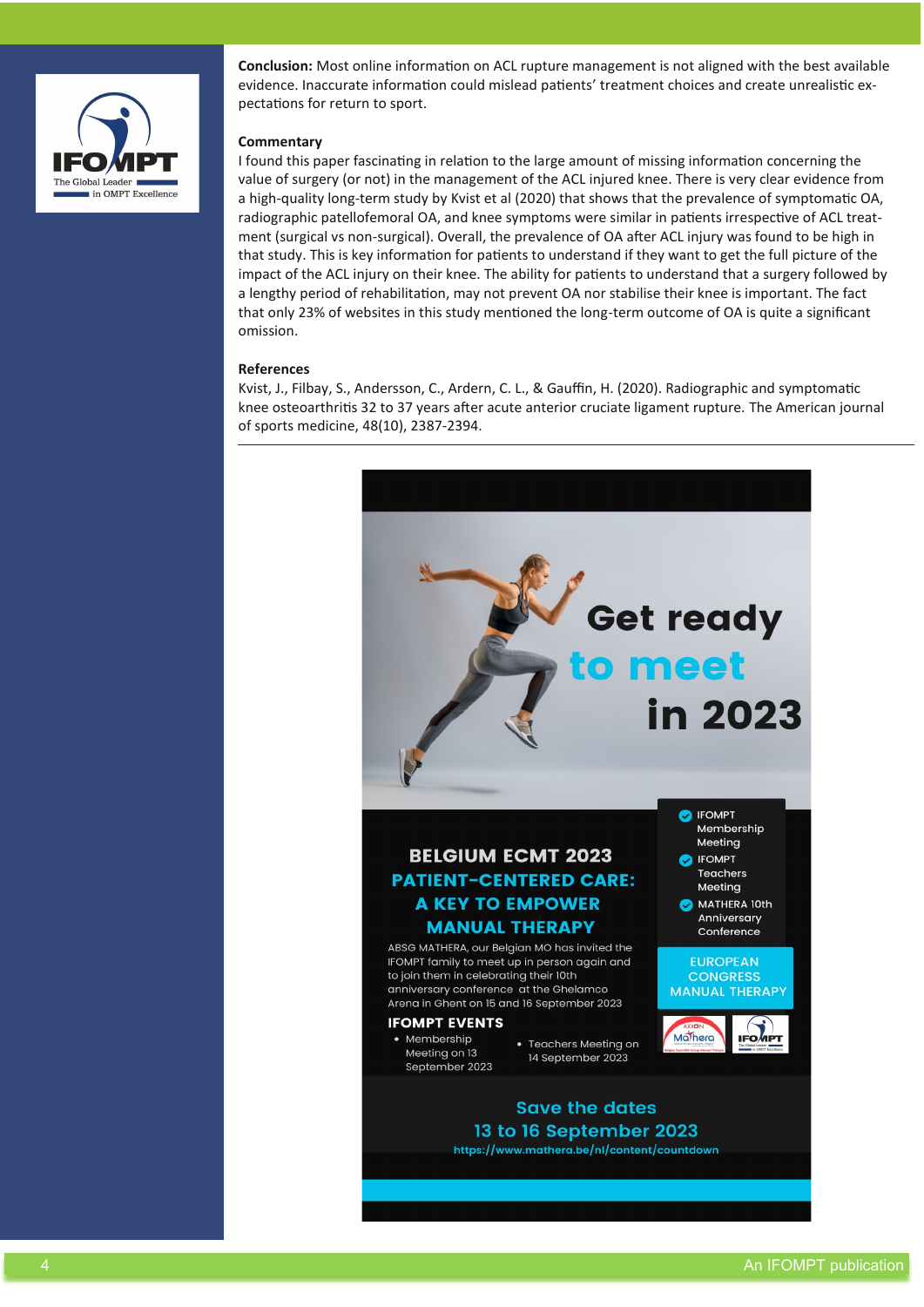**Conclusion:** Most online information on ACL rupture management is not aligned with the best available evidence. Inaccurate information could mislead patients' treatment choices and create unrealistic expectations for return to sport.

### Commentary

I found this paper fascinating in relation to the large amount of missing information concerning the value of surgery (or not) in the management of the ACL injured knee. There is very clear evidence from a high-quality long-term study by Kvist et al (2020) that shows that the prevalence of symptomatic OA, radiographic patellofemoral OA, and knee symptoms were similar in patients irrespective of ACL treatment (surgical vs non-surgical). Overall, the prevalence of OA after ACL injury was found to be high in that study. This is key information for patients to understand if they want to get the full picture of the impact of the ACL injury on their knee. The ability for patients to understand that a surgery followed by a lengthy period of rehabilitation, may not prevent OA nor stabilise their knee is important. The fact that only 23% of websites in this study mentioned the long-term outcome of OA is quite a significant omission.

### References

Kvist, J., Filbay, S., Andersson, C., Ardern, C. L., & Gauffin, H. (2020). Radiographic and symptomatic knee osteoarthritis 32 to 37 years after acute anterior cruciate ligament rupture. The American journal of sports medicine, 48(10), 2387-2394.

---

Get ready to meet in 2023

BELGIUM ECMT 2023

PATIENT-CENTERED CARE: A KEY TO EMPOWER MANUAL THERAPY

ABSG MATHERA, our Belgian MO has invited the IFOMPT family to meet up in person again and to join them in celebrating their 10th anniversary conference at the Ghelamco Arena in Ghent on 15 and 16 September 2023

- IFOMPT Membership Meeting
- IFOMPT Teachers Meeting
- MATHERA 10th Anniversary Conference

EUROPEAN CONGRESS MANUAL THERAPY

IFOMPT EVENTS

- Membership Meeting on 13 September 2023
- Teachers Meeting on 14 September 2023

Save the dates

13 to 16 September 2023

https://www.mathera.be/nl/content/countdown